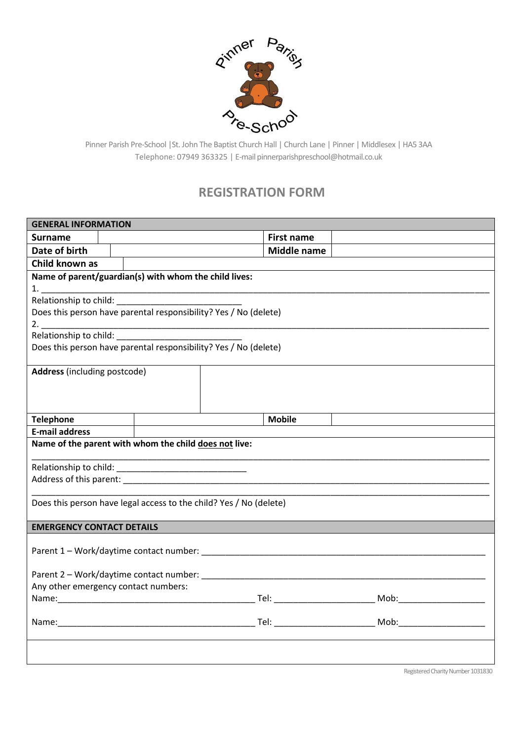Pinner Parish Pre-School

Pinner Parish Pre-School | St. John The Baptist Church Hall | Church Lane | Pinner | Middlesex | HA5 3AA
Telephone: 07949 363325 | E-mail pinnerparishpreschool@hotmail.co.uk

## REGISTRATION FORM

| **GENERAL INFORMATION** | | | |
|---|---|---|---|
| **Surname** | | **First name** | |
| **Date of birth** | | **Middle name** | |
| **Child known as** | | | |

**Name of parent/guardian(s) with whom the child lives:**

1. ______________________________________________________________________________

Relationship to child: ___________________________

Does this person have parental responsibility? Yes / No (delete)

2. ______________________________________________________________________________

Relationship to child: ___________________________

Does this person have parental responsibility? Yes / No (delete)

| **Address** (including postcode) | | | |
|---|---|---|---|
| **Telephone** | | **Mobile** | |
| **E-mail address** | | | |

**Name of the parent with whom the child does not live:**

______________________________________________________________________________

Relationship to child: ___________________________

Address of this parent: ________________________________________________________________

______________________________________________________________________________

Does this person have legal access to the child? Yes / No (delete)

**EMERGENCY CONTACT DETAILS**

Parent 1 – Work/daytime contact number: ______________________________________________

Parent 2 – Work/daytime contact number: ______________________________________________

Any other emergency contact numbers:

Name:__________________________________________ Tel: _____________________ Mob:___________________

Name:__________________________________________ Tel: _____________________ Mob:___________________

Registered Charity Number 1031830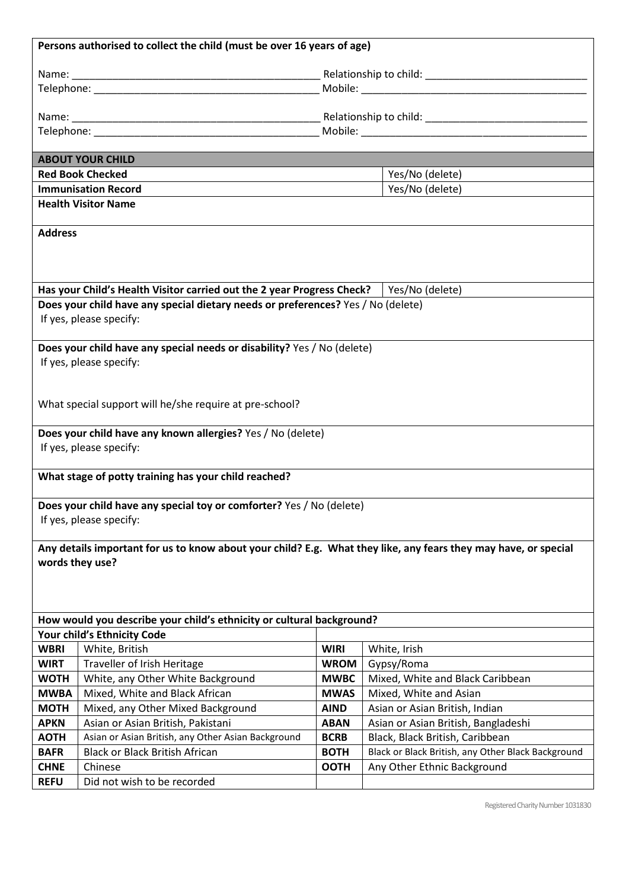**Persons authorised to collect the child (must be over 16 years of age)**

Name: ___________________________________________ Relationship to child: ____________________________
Telephone: _______________________________________ Mobile: _______________________________________

Name: ___________________________________________ Relationship to child: ____________________________
Telephone: _______________________________________ Mobile: _______________________________________

## ABOUT YOUR CHILD

| | |
|---|---|
| **Red Book Checked** | Yes/No (delete) |
| **Immunisation Record** | Yes/No (delete) |

**Health Visitor Name**

**Address**

**Has your Child's Health Visitor carried out the 2 year Progress Check?** Yes/No (delete)

**Does your child have any special dietary needs or preferences?** Yes / No (delete)
If yes, please specify:

**Does your child have any special needs or disability?** Yes / No (delete)
If yes, please specify:

What special support will he/she require at pre-school?

**Does your child have any known allergies?** Yes / No (delete)
If yes, please specify:

**What stage of potty training has your child reached?**

**Does your child have any special toy or comforter?** Yes / No (delete)
If yes, please specify:

**Any details important for us to know about your child? E.g. What they like, any fears they may have, or special words they use?**

**How would you describe your child's ethnicity or cultural background?**

| **Your child's Ethnicity Code** | | | |
|---|---|---|---|
| **WBRI** | White, British | **WIRI** | White, Irish |
| **WIRT** | Traveller of Irish Heritage | **WROM** | Gypsy/Roma |
| **WOTH** | White, any Other White Background | **MWBC** | Mixed, White and Black Caribbean |
| **MWBA** | Mixed, White and Black African | **MWAS** | Mixed, White and Asian |
| **MOTH** | Mixed, any Other Mixed Background | **AIND** | Asian or Asian British, Indian |
| **APKN** | Asian or Asian British, Pakistani | **ABAN** | Asian or Asian British, Bangladeshi |
| **AOTH** | Asian or Asian British, any Other Asian Background | **BCRB** | Black, Black British, Caribbean |
| **BAFR** | Black or Black British African | **BOTH** | Black or Black British, any Other Black Background |
| **CHNE** | Chinese | **OOTH** | Any Other Ethnic Background |
| **REFU** | Did not wish to be recorded | | |

Registered Charity Number 1031830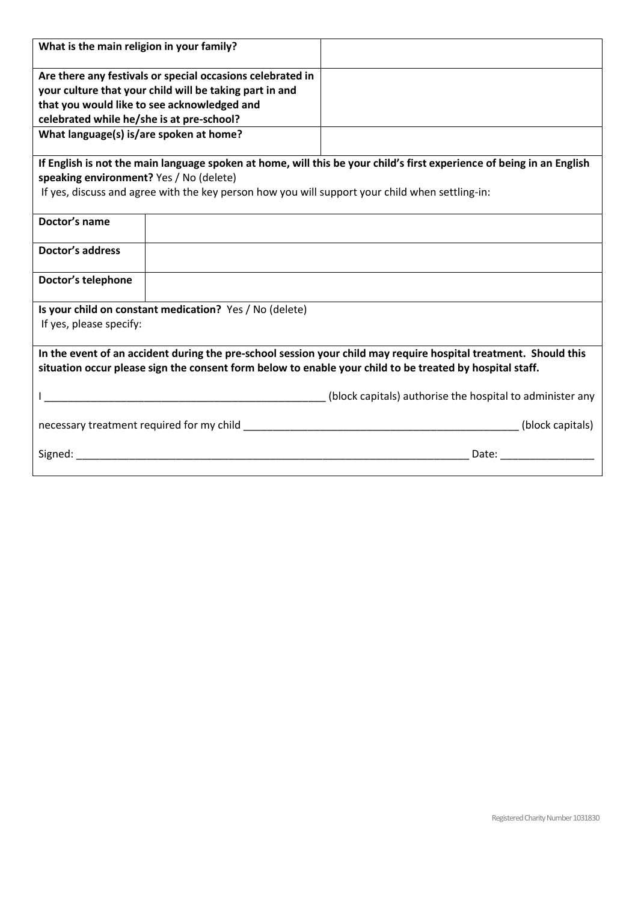| | |
|---|---|
| **What is the main religion in your family?** | |
| **Are there any festivals or special occasions celebrated in your culture that your child will be taking part in and that you would like to see acknowledged and celebrated while he/she is at pre-school?** | |
| **What language(s) is/are spoken at home?** | |

**If English is not the main language spoken at home, will this be your child's first experience of being in an English speaking environment?** Yes / No (delete)
If yes, discuss and agree with the key person how you will support your child when settling-in:

| | |
|---|---|
| **Doctor's name** | |
| **Doctor's address** | |
| **Doctor's telephone** | |

**Is your child on constant medication?** Yes / No (delete)
If yes, please specify:

**In the event of an accident during the pre-school session your child may require hospital treatment. Should this situation occur please sign the consent form below to enable your child to be treated by hospital staff.**

I _______________________________________________ (block capitals) authorise the hospital to administer any

necessary treatment required for my child _______________________________________________ (block capitals)

Signed: _________________________________________________________________ Date: ________________

Registered Charity Number 1031830